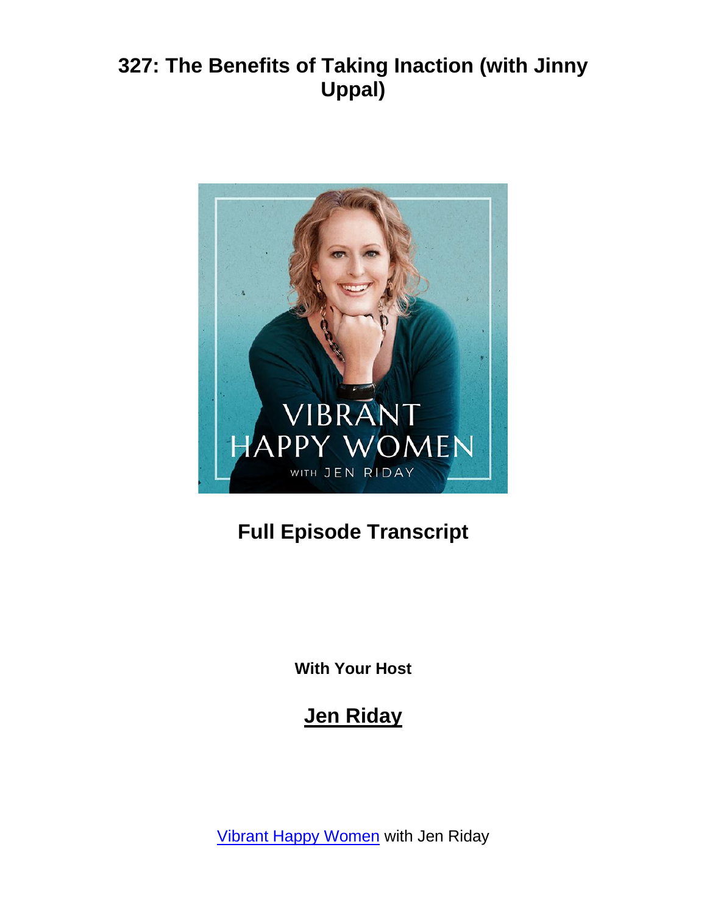# 327: The Benefits of Taking Inaction (with Jinny Uppal)

## Full Episode Transcript

**With Your Host**

## Jen Riday

Vibrant Happy Women with Jen Riday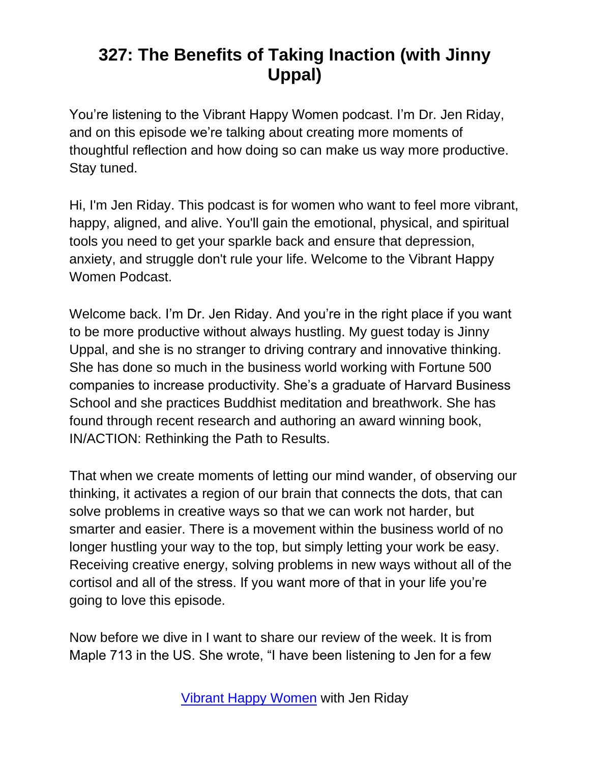# 327: The Benefits of Taking Inaction (with Jinny Uppal)

You're listening to the Vibrant Happy Women podcast. I'm Dr. Jen Riday, and on this episode we're talking about creating more moments of thoughtful reflection and how doing so can make us way more productive. Stay tuned.

Hi, I'm Jen Riday. This podcast is for women who want to feel more vibrant, happy, aligned, and alive. You'll gain the emotional, physical, and spiritual tools you need to get your sparkle back and ensure that depression, anxiety, and struggle don't rule your life. Welcome to the Vibrant Happy Women Podcast.

Welcome back. I'm Dr. Jen Riday. And you're in the right place if you want to be more productive without always hustling. My guest today is Jinny Uppal, and she is no stranger to driving contrary and innovative thinking. She has done so much in the business world working with Fortune 500 companies to increase productivity. She's a graduate of Harvard Business School and she practices Buddhist meditation and breathwork. She has found through recent research and authoring an award winning book, IN/ACTION: Rethinking the Path to Results.

That when we create moments of letting our mind wander, of observing our thinking, it activates a region of our brain that connects the dots, that can solve problems in creative ways so that we can work not harder, but smarter and easier. There is a movement within the business world of no longer hustling your way to the top, but simply letting your work be easy. Receiving creative energy, solving problems in new ways without all of the cortisol and all of the stress. If you want more of that in your life you're going to love this episode.

Now before we dive in I want to share our review of the week. It is from Maple 713 in the US. She wrote, "I have been listening to Jen for a few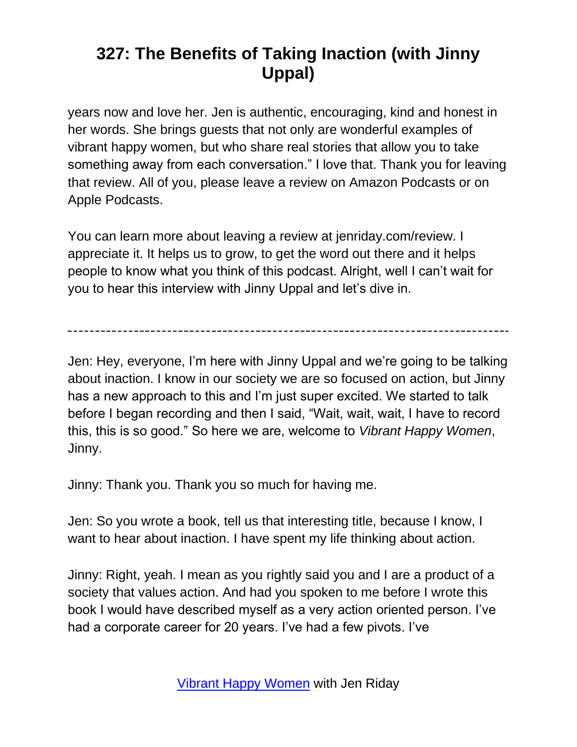years now and love her. Jen is authentic, encouraging, kind and honest in her words. She brings guests that not only are wonderful examples of vibrant happy women, but who share real stories that allow you to take something away from each conversation." I love that. Thank you for leaving that review. All of you, please leave a review on Amazon Podcasts or on Apple Podcasts.

You can learn more about leaving a review at jenriday.com/review. I appreciate it. It helps us to grow, to get the word out there and it helps people to know what you think of this podcast. Alright, well I can't wait for you to hear this interview with Jinny Uppal and let's dive in.

---

Jen: Hey, everyone, I'm here with Jinny Uppal and we're going to be talking about inaction. I know in our society we are so focused on action, but Jinny has a new approach to this and I'm just super excited. We started to talk before I began recording and then I said, "Wait, wait, wait, I have to record this, this is so good." So here we are, welcome to *Vibrant Happy Women*, Jinny.

Jinny: Thank you. Thank you so much for having me.

Jen: So you wrote a book, tell us that interesting title, because I know, I want to hear about inaction. I have spent my life thinking about action.

Jinny: Right, yeah. I mean as you rightly said you and I are a product of a society that values action. And had you spoken to me before I wrote this book I would have described myself as a very action oriented person. I've had a corporate career for 20 years. I've had a few pivots. I've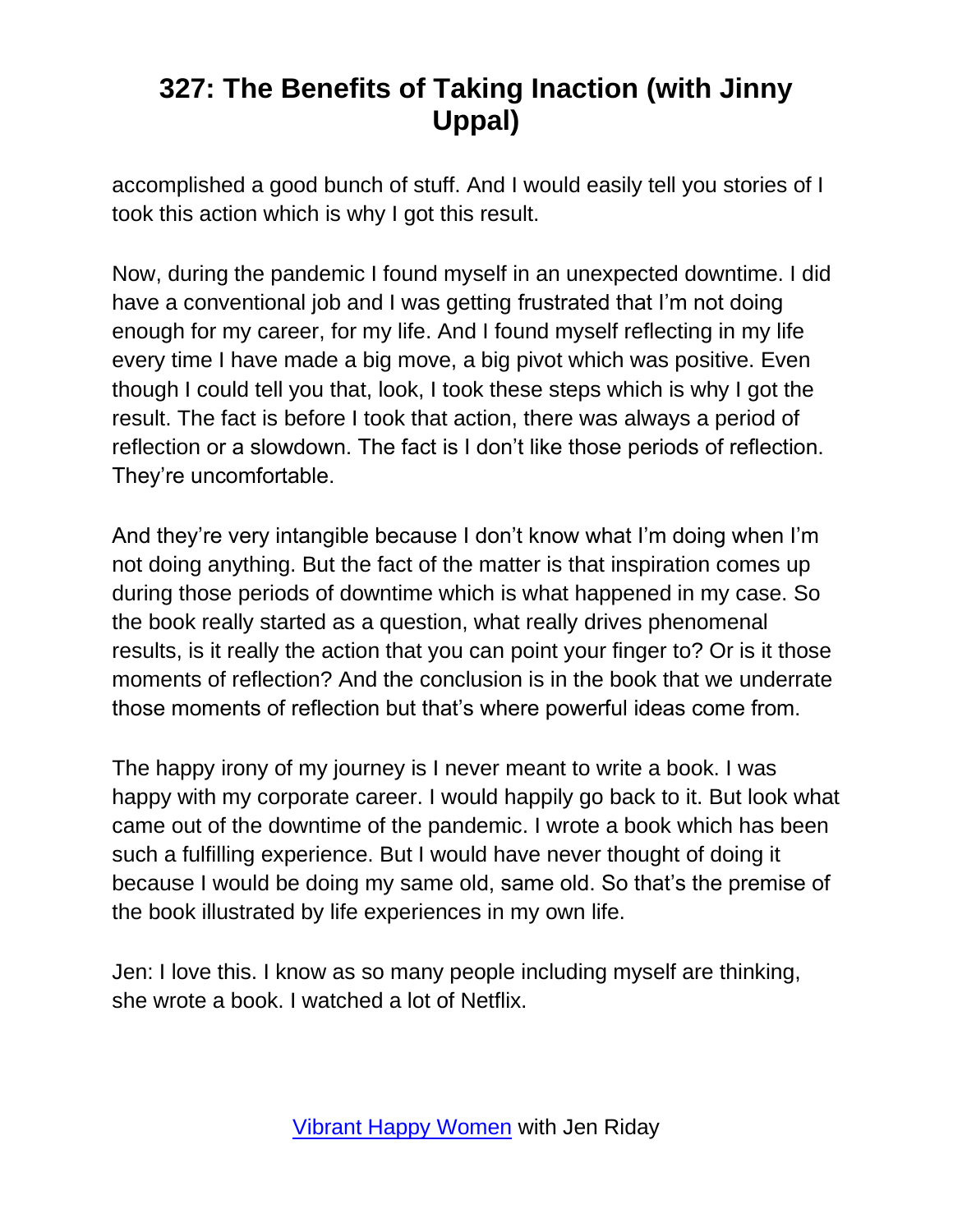accomplished a good bunch of stuff. And I would easily tell you stories of I took this action which is why I got this result.

Now, during the pandemic I found myself in an unexpected downtime. I did have a conventional job and I was getting frustrated that I'm not doing enough for my career, for my life. And I found myself reflecting in my life every time I have made a big move, a big pivot which was positive. Even though I could tell you that, look, I took these steps which is why I got the result. The fact is before I took that action, there was always a period of reflection or a slowdown. The fact is I don't like those periods of reflection. They're uncomfortable.

And they're very intangible because I don't know what I'm doing when I'm not doing anything. But the fact of the matter is that inspiration comes up during those periods of downtime which is what happened in my case. So the book really started as a question, what really drives phenomenal results, is it really the action that you can point your finger to? Or is it those moments of reflection? And the conclusion is in the book that we underrate those moments of reflection but that's where powerful ideas come from.

The happy irony of my journey is I never meant to write a book. I was happy with my corporate career. I would happily go back to it. But look what came out of the downtime of the pandemic. I wrote a book which has been such a fulfilling experience. But I would have never thought of doing it because I would be doing my same old, same old. So that's the premise of the book illustrated by life experiences in my own life.

Jen: I love this. I know as so many people including myself are thinking, she wrote a book. I watched a lot of Netflix.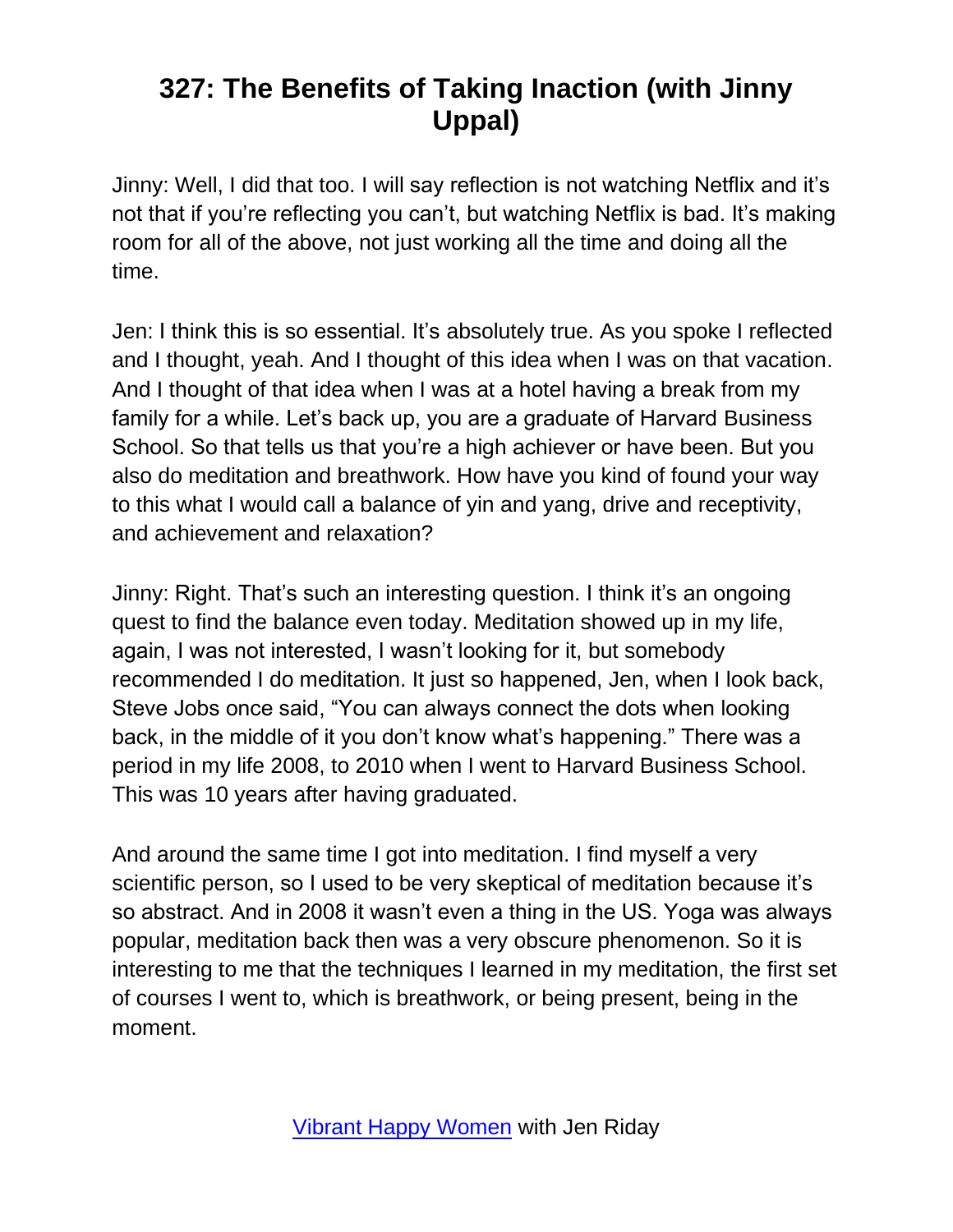# 327: The Benefits of Taking Inaction (with Jinny Uppal)

Jinny: Well, I did that too. I will say reflection is not watching Netflix and it's not that if you're reflecting you can't, but watching Netflix is bad. It's making room for all of the above, not just working all the time and doing all the time.

Jen: I think this is so essential. It's absolutely true. As you spoke I reflected and I thought, yeah. And I thought of this idea when I was on that vacation. And I thought of that idea when I was at a hotel having a break from my family for a while. Let's back up, you are a graduate of Harvard Business School. So that tells us that you're a high achiever or have been. But you also do meditation and breathwork. How have you kind of found your way to this what I would call a balance of yin and yang, drive and receptivity, and achievement and relaxation?

Jinny: Right. That's such an interesting question. I think it's an ongoing quest to find the balance even today. Meditation showed up in my life, again, I was not interested, I wasn't looking for it, but somebody recommended I do meditation. It just so happened, Jen, when I look back, Steve Jobs once said, "You can always connect the dots when looking back, in the middle of it you don't know what's happening." There was a period in my life 2008, to 2010 when I went to Harvard Business School. This was 10 years after having graduated.

And around the same time I got into meditation. I find myself a very scientific person, so I used to be very skeptical of meditation because it's so abstract. And in 2008 it wasn't even a thing in the US. Yoga was always popular, meditation back then was a very obscure phenomenon. So it is interesting to me that the techniques I learned in my meditation, the first set of courses I went to, which is breathwork, or being present, being in the moment.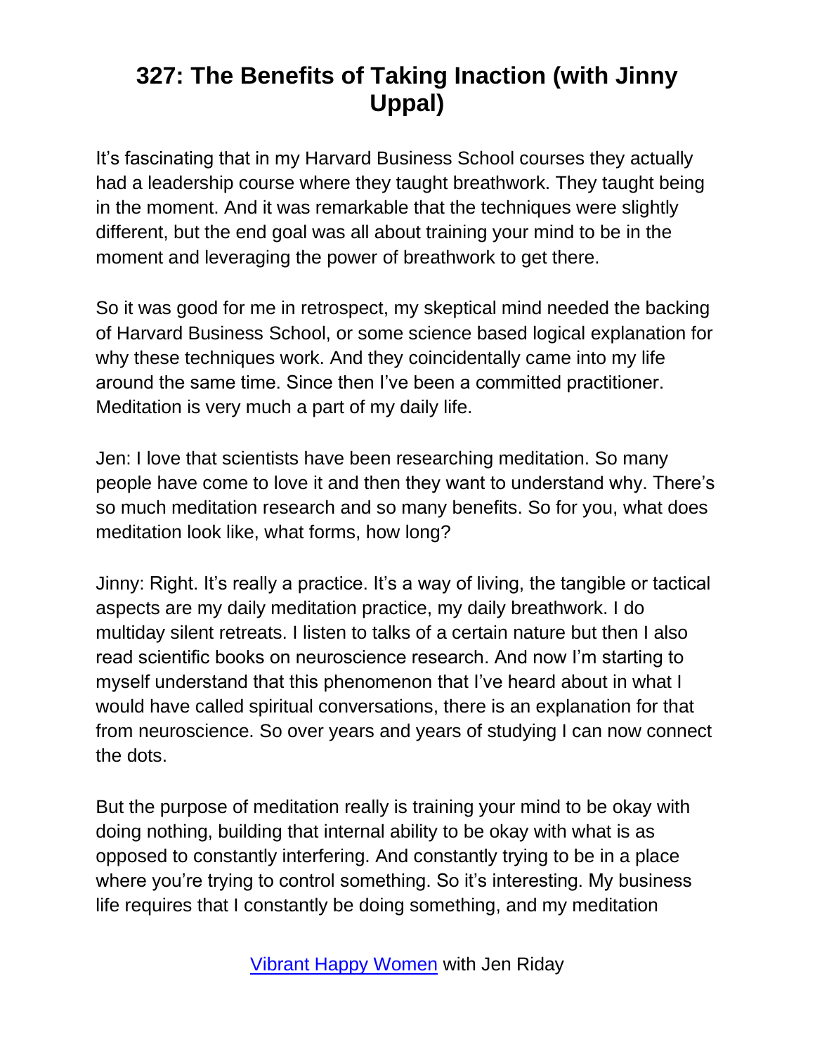# 327: The Benefits of Taking Inaction (with Jinny Uppal)

It's fascinating that in my Harvard Business School courses they actually had a leadership course where they taught breathwork. They taught being in the moment. And it was remarkable that the techniques were slightly different, but the end goal was all about training your mind to be in the moment and leveraging the power of breathwork to get there.

So it was good for me in retrospect, my skeptical mind needed the backing of Harvard Business School, or some science based logical explanation for why these techniques work. And they coincidentally came into my life around the same time. Since then I've been a committed practitioner. Meditation is very much a part of my daily life.

Jen: I love that scientists have been researching meditation. So many people have come to love it and then they want to understand why. There's so much meditation research and so many benefits. So for you, what does meditation look like, what forms, how long?

Jinny: Right. It's really a practice. It's a way of living, the tangible or tactical aspects are my daily meditation practice, my daily breathwork. I do multiday silent retreats. I listen to talks of a certain nature but then I also read scientific books on neuroscience research. And now I'm starting to myself understand that this phenomenon that I've heard about in what I would have called spiritual conversations, there is an explanation for that from neuroscience. So over years and years of studying I can now connect the dots.

But the purpose of meditation really is training your mind to be okay with doing nothing, building that internal ability to be okay with what is as opposed to constantly interfering. And constantly trying to be in a place where you're trying to control something. So it's interesting. My business life requires that I constantly be doing something, and my meditation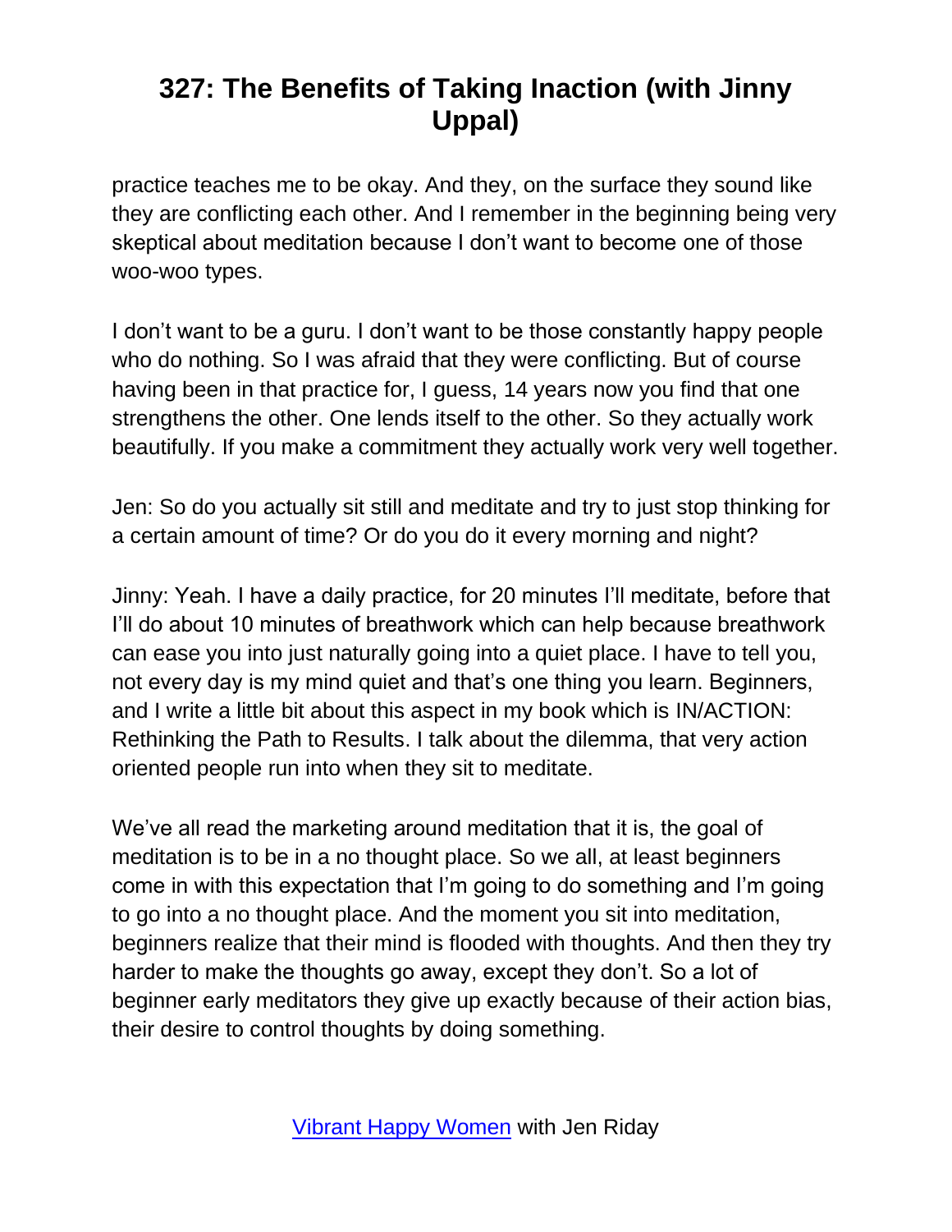practice teaches me to be okay. And they, on the surface they sound like they are conflicting each other. And I remember in the beginning being very skeptical about meditation because I don't want to become one of those woo-woo types.

I don't want to be a guru. I don't want to be those constantly happy people who do nothing. So I was afraid that they were conflicting. But of course having been in that practice for, I guess, 14 years now you find that one strengthens the other. One lends itself to the other. So they actually work beautifully. If you make a commitment they actually work very well together.

Jen: So do you actually sit still and meditate and try to just stop thinking for a certain amount of time? Or do you do it every morning and night?

Jinny: Yeah. I have a daily practice, for 20 minutes I'll meditate, before that I'll do about 10 minutes of breathwork which can help because breathwork can ease you into just naturally going into a quiet place. I have to tell you, not every day is my mind quiet and that's one thing you learn. Beginners, and I write a little bit about this aspect in my book which is IN/ACTION: Rethinking the Path to Results. I talk about the dilemma, that very action oriented people run into when they sit to meditate.

We've all read the marketing around meditation that it is, the goal of meditation is to be in a no thought place. So we all, at least beginners come in with this expectation that I'm going to do something and I'm going to go into a no thought place. And the moment you sit into meditation, beginners realize that their mind is flooded with thoughts. And then they try harder to make the thoughts go away, except they don't. So a lot of beginner early meditators they give up exactly because of their action bias, their desire to control thoughts by doing something.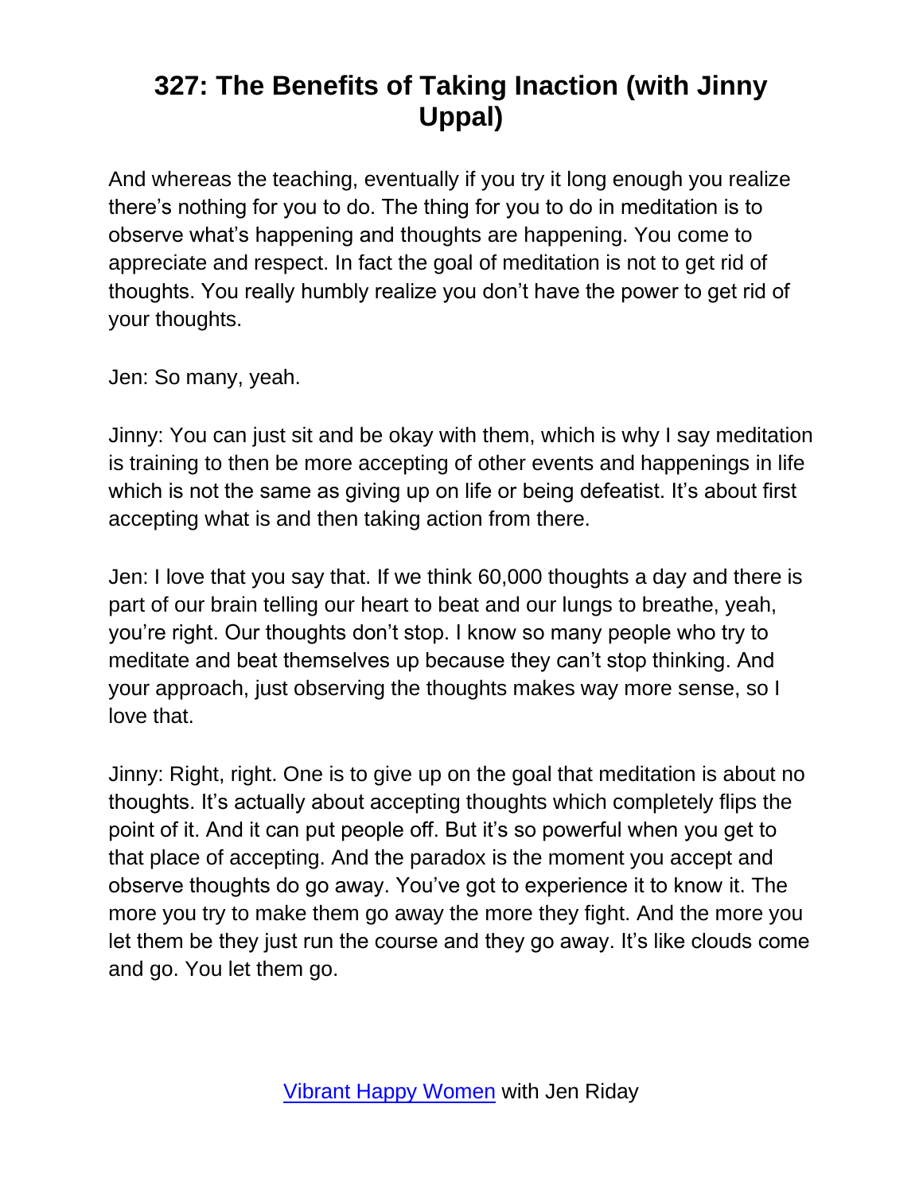And whereas the teaching, eventually if you try it long enough you realize there's nothing for you to do. The thing for you to do in meditation is to observe what's happening and thoughts are happening. You come to appreciate and respect. In fact the goal of meditation is not to get rid of thoughts. You really humbly realize you don't have the power to get rid of your thoughts.

Jen: So many, yeah.

Jinny: You can just sit and be okay with them, which is why I say meditation is training to then be more accepting of other events and happenings in life which is not the same as giving up on life or being defeatist. It's about first accepting what is and then taking action from there.

Jen: I love that you say that. If we think 60,000 thoughts a day and there is part of our brain telling our heart to beat and our lungs to breathe, yeah, you're right. Our thoughts don't stop. I know so many people who try to meditate and beat themselves up because they can't stop thinking. And your approach, just observing the thoughts makes way more sense, so I love that.

Jinny: Right, right. One is to give up on the goal that meditation is about no thoughts. It's actually about accepting thoughts which completely flips the point of it. And it can put people off. But it's so powerful when you get to that place of accepting. And the paradox is the moment you accept and observe thoughts do go away. You've got to experience it to know it. The more you try to make them go away the more they fight. And the more you let them be they just run the course and they go away. It's like clouds come and go. You let them go.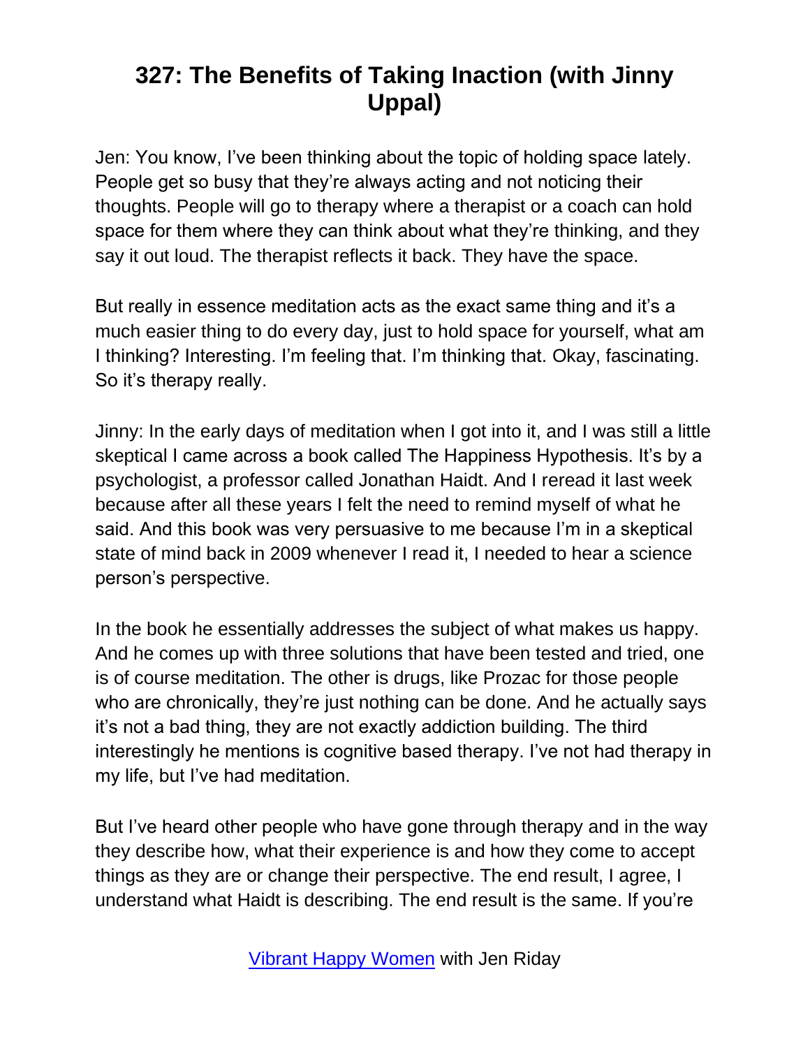# 327: The Benefits of Taking Inaction (with Jinny Uppal)

Jen: You know, I've been thinking about the topic of holding space lately. People get so busy that they're always acting and not noticing their thoughts. People will go to therapy where a therapist or a coach can hold space for them where they can think about what they're thinking, and they say it out loud. The therapist reflects it back. They have the space.

But really in essence meditation acts as the exact same thing and it's a much easier thing to do every day, just to hold space for yourself, what am I thinking? Interesting. I'm feeling that. I'm thinking that. Okay, fascinating. So it's therapy really.

Jinny: In the early days of meditation when I got into it, and I was still a little skeptical I came across a book called The Happiness Hypothesis. It's by a psychologist, a professor called Jonathan Haidt. And I reread it last week because after all these years I felt the need to remind myself of what he said. And this book was very persuasive to me because I'm in a skeptical state of mind back in 2009 whenever I read it, I needed to hear a science person's perspective.

In the book he essentially addresses the subject of what makes us happy. And he comes up with three solutions that have been tested and tried, one is of course meditation. The other is drugs, like Prozac for those people who are chronically, they're just nothing can be done. And he actually says it's not a bad thing, they are not exactly addiction building. The third interestingly he mentions is cognitive based therapy. I've not had therapy in my life, but I've had meditation.

But I've heard other people who have gone through therapy and in the way they describe how, what their experience is and how they come to accept things as they are or change their perspective. The end result, I agree, I understand what Haidt is describing. The end result is the same. If you're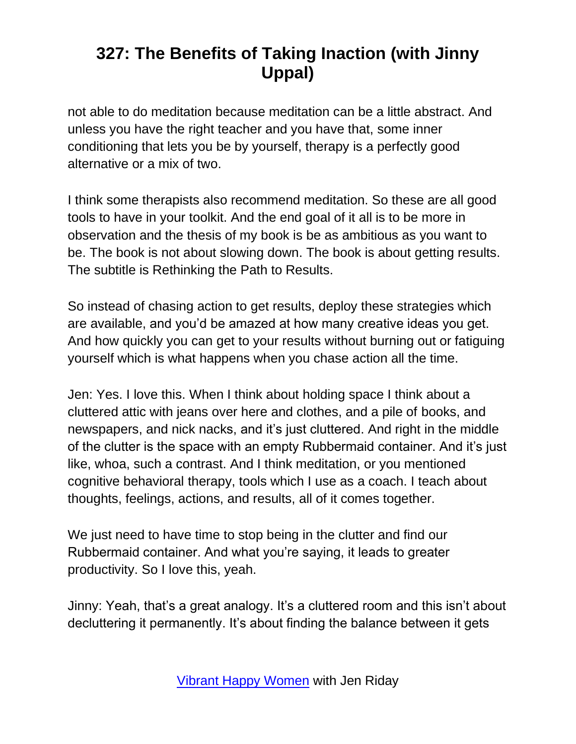not able to do meditation because meditation can be a little abstract. And unless you have the right teacher and you have that, some inner conditioning that lets you be by yourself, therapy is a perfectly good alternative or a mix of two.

I think some therapists also recommend meditation. So these are all good tools to have in your toolkit. And the end goal of it all is to be more in observation and the thesis of my book is be as ambitious as you want to be. The book is not about slowing down. The book is about getting results. The subtitle is Rethinking the Path to Results.

So instead of chasing action to get results, deploy these strategies which are available, and you'd be amazed at how many creative ideas you get. And how quickly you can get to your results without burning out or fatiguing yourself which is what happens when you chase action all the time.

Jen: Yes. I love this. When I think about holding space I think about a cluttered attic with jeans over here and clothes, and a pile of books, and newspapers, and nick nacks, and it's just cluttered. And right in the middle of the clutter is the space with an empty Rubbermaid container. And it's just like, whoa, such a contrast. And I think meditation, or you mentioned cognitive behavioral therapy, tools which I use as a coach. I teach about thoughts, feelings, actions, and results, all of it comes together.

We just need to have time to stop being in the clutter and find our Rubbermaid container. And what you're saying, it leads to greater productivity. So I love this, yeah.

Jinny: Yeah, that's a great analogy. It's a cluttered room and this isn't about decluttering it permanently. It's about finding the balance between it gets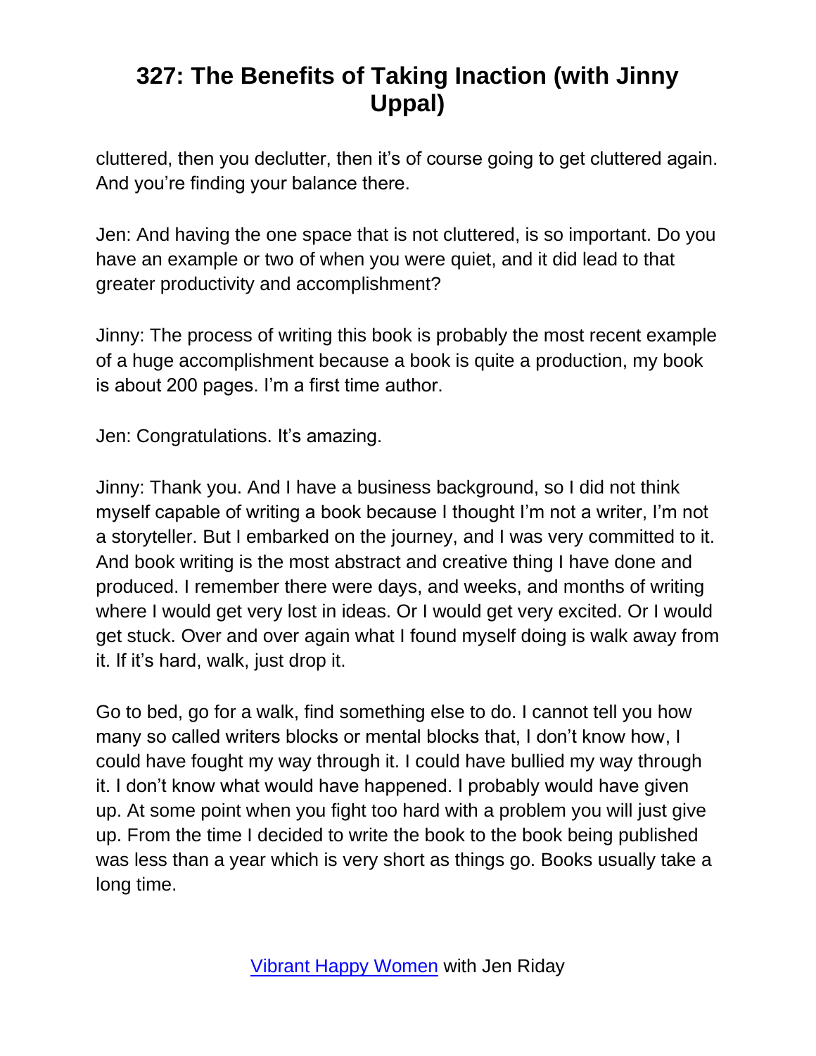cluttered, then you declutter, then it's of course going to get cluttered again. And you're finding your balance there.

Jen: And having the one space that is not cluttered, is so important. Do you have an example or two of when you were quiet, and it did lead to that greater productivity and accomplishment?

Jinny: The process of writing this book is probably the most recent example of a huge accomplishment because a book is quite a production, my book is about 200 pages. I'm a first time author.

Jen: Congratulations. It's amazing.

Jinny: Thank you. And I have a business background, so I did not think myself capable of writing a book because I thought I'm not a writer, I'm not a storyteller. But I embarked on the journey, and I was very committed to it. And book writing is the most abstract and creative thing I have done and produced. I remember there were days, and weeks, and months of writing where I would get very lost in ideas. Or I would get very excited. Or I would get stuck. Over and over again what I found myself doing is walk away from it. If it's hard, walk, just drop it.

Go to bed, go for a walk, find something else to do. I cannot tell you how many so called writers blocks or mental blocks that, I don't know how, I could have fought my way through it. I could have bullied my way through it. I don't know what would have happened. I probably would have given up. At some point when you fight too hard with a problem you will just give up. From the time I decided to write the book to the book being published was less than a year which is very short as things go. Books usually take a long time.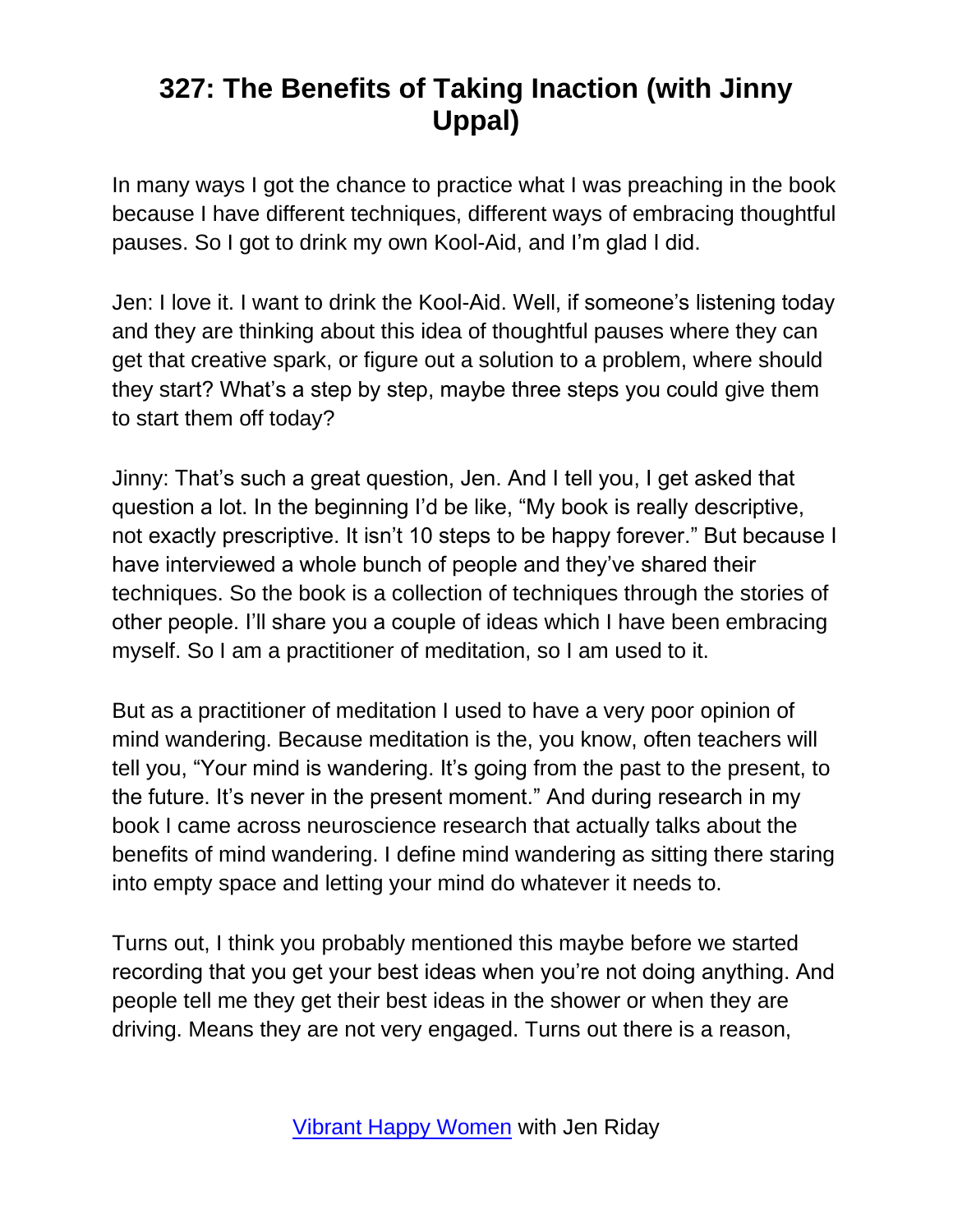# 327: The Benefits of Taking Inaction (with Jinny Uppal)

In many ways I got the chance to practice what I was preaching in the book because I have different techniques, different ways of embracing thoughtful pauses. So I got to drink my own Kool-Aid, and I'm glad I did.

Jen: I love it. I want to drink the Kool-Aid. Well, if someone's listening today and they are thinking about this idea of thoughtful pauses where they can get that creative spark, or figure out a solution to a problem, where should they start? What's a step by step, maybe three steps you could give them to start them off today?

Jinny: That's such a great question, Jen. And I tell you, I get asked that question a lot. In the beginning I'd be like, "My book is really descriptive, not exactly prescriptive. It isn't 10 steps to be happy forever." But because I have interviewed a whole bunch of people and they've shared their techniques. So the book is a collection of techniques through the stories of other people. I'll share you a couple of ideas which I have been embracing myself. So I am a practitioner of meditation, so I am used to it.

But as a practitioner of meditation I used to have a very poor opinion of mind wandering. Because meditation is the, you know, often teachers will tell you, "Your mind is wandering. It's going from the past to the present, to the future. It's never in the present moment." And during research in my book I came across neuroscience research that actually talks about the benefits of mind wandering. I define mind wandering as sitting there staring into empty space and letting your mind do whatever it needs to.

Turns out, I think you probably mentioned this maybe before we started recording that you get your best ideas when you're not doing anything. And people tell me they get their best ideas in the shower or when they are driving. Means they are not very engaged. Turns out there is a reason,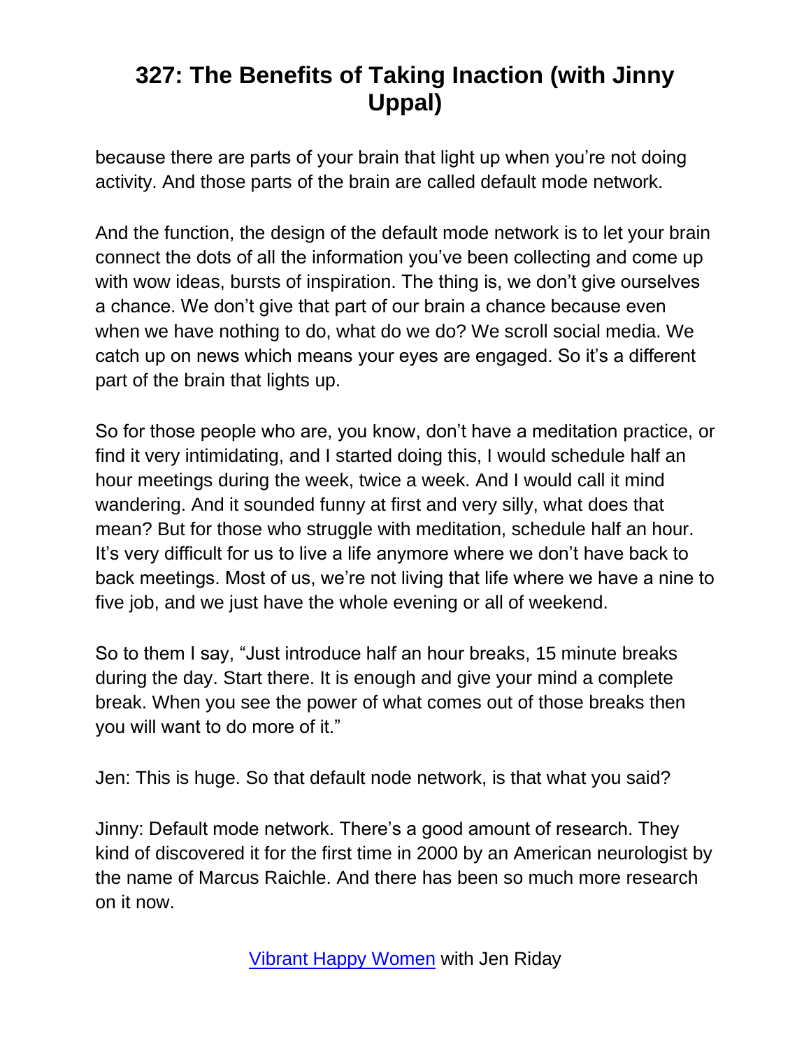because there are parts of your brain that light up when you're not doing activity. And those parts of the brain are called default mode network.

And the function, the design of the default mode network is to let your brain connect the dots of all the information you've been collecting and come up with wow ideas, bursts of inspiration. The thing is, we don't give ourselves a chance. We don't give that part of our brain a chance because even when we have nothing to do, what do we do? We scroll social media. We catch up on news which means your eyes are engaged. So it's a different part of the brain that lights up.

So for those people who are, you know, don't have a meditation practice, or find it very intimidating, and I started doing this, I would schedule half an hour meetings during the week, twice a week. And I would call it mind wandering. And it sounded funny at first and very silly, what does that mean? But for those who struggle with meditation, schedule half an hour. It's very difficult for us to live a life anymore where we don't have back to back meetings. Most of us, we're not living that life where we have a nine to five job, and we just have the whole evening or all of weekend.

So to them I say, "Just introduce half an hour breaks, 15 minute breaks during the day. Start there. It is enough and give your mind a complete break. When you see the power of what comes out of those breaks then you will want to do more of it."

Jen: This is huge. So that default node network, is that what you said?

Jinny: Default mode network. There's a good amount of research. They kind of discovered it for the first time in 2000 by an American neurologist by the name of Marcus Raichle. And there has been so much more research on it now.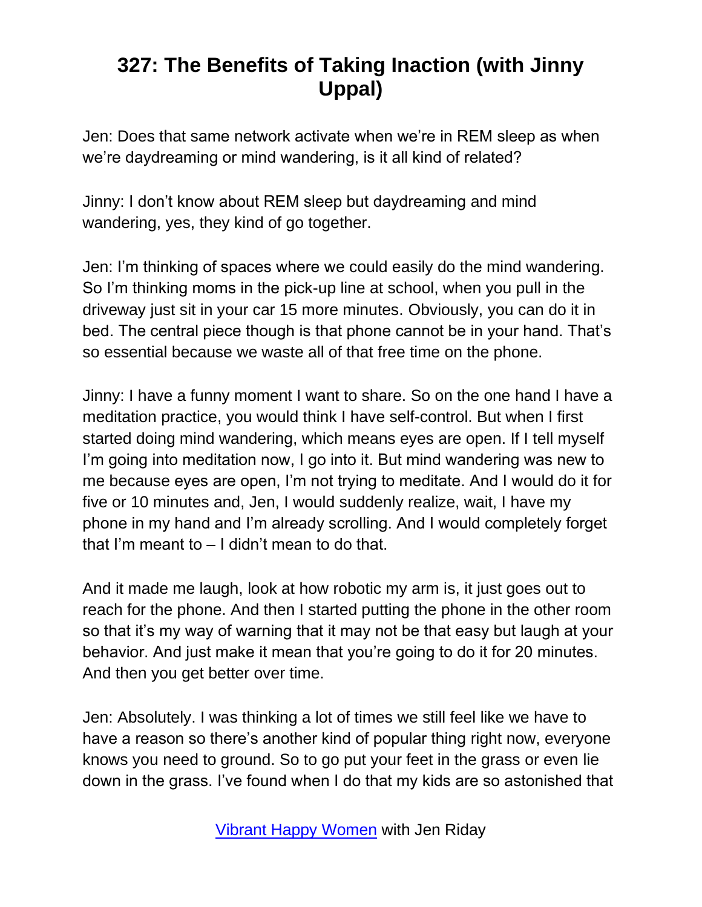# 327: The Benefits of Taking Inaction (with Jinny Uppal)

Jen: Does that same network activate when we're in REM sleep as when we're daydreaming or mind wandering, is it all kind of related?

Jinny: I don't know about REM sleep but daydreaming and mind wandering, yes, they kind of go together.

Jen: I'm thinking of spaces where we could easily do the mind wandering. So I'm thinking moms in the pick-up line at school, when you pull in the driveway just sit in your car 15 more minutes. Obviously, you can do it in bed. The central piece though is that phone cannot be in your hand. That's so essential because we waste all of that free time on the phone.

Jinny: I have a funny moment I want to share. So on the one hand I have a meditation practice, you would think I have self-control. But when I first started doing mind wandering, which means eyes are open. If I tell myself I'm going into meditation now, I go into it. But mind wandering was new to me because eyes are open, I'm not trying to meditate. And I would do it for five or 10 minutes and, Jen, I would suddenly realize, wait, I have my phone in my hand and I'm already scrolling. And I would completely forget that I'm meant to – I didn't mean to do that.

And it made me laugh, look at how robotic my arm is, it just goes out to reach for the phone. And then I started putting the phone in the other room so that it's my way of warning that it may not be that easy but laugh at your behavior. And just make it mean that you're going to do it for 20 minutes. And then you get better over time.

Jen: Absolutely. I was thinking a lot of times we still feel like we have to have a reason so there's another kind of popular thing right now, everyone knows you need to ground. So to go put your feet in the grass or even lie down in the grass. I've found when I do that my kids are so astonished that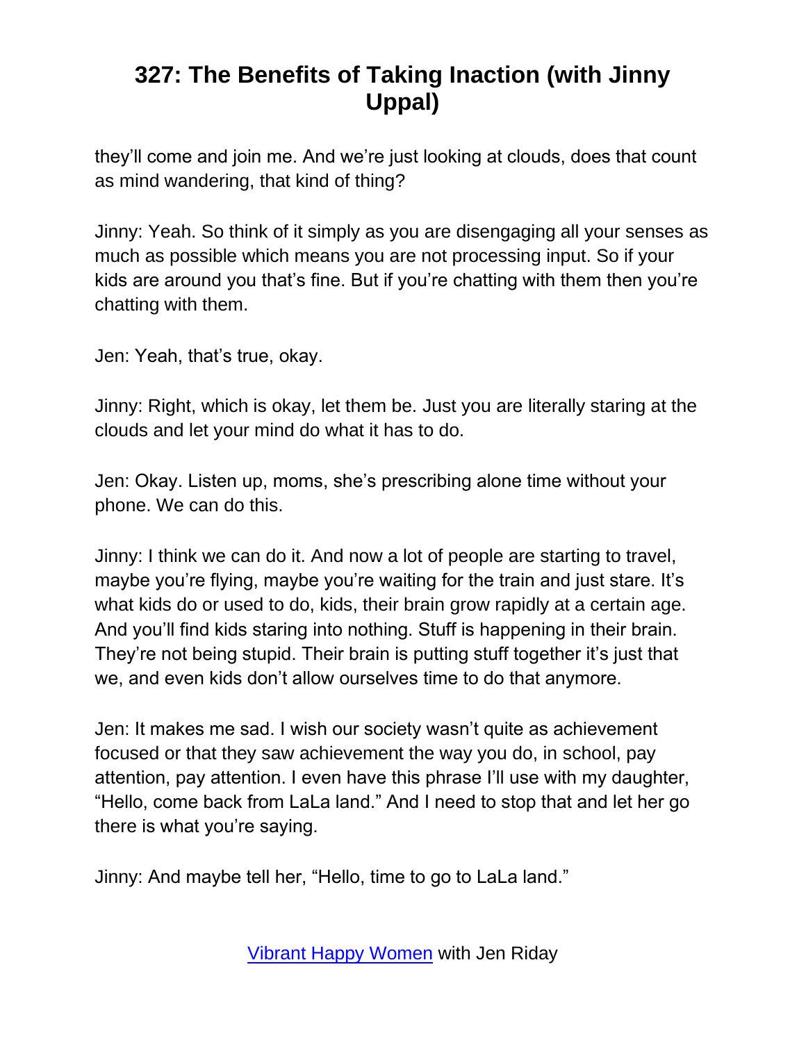they'll come and join me. And we're just looking at clouds, does that count as mind wandering, that kind of thing?

Jinny: Yeah. So think of it simply as you are disengaging all your senses as much as possible which means you are not processing input. So if your kids are around you that's fine. But if you're chatting with them then you're chatting with them.

Jen: Yeah, that's true, okay.

Jinny: Right, which is okay, let them be. Just you are literally staring at the clouds and let your mind do what it has to do.

Jen: Okay. Listen up, moms, she's prescribing alone time without your phone. We can do this.

Jinny: I think we can do it. And now a lot of people are starting to travel, maybe you're flying, maybe you're waiting for the train and just stare. It's what kids do or used to do, kids, their brain grow rapidly at a certain age. And you'll find kids staring into nothing. Stuff is happening in their brain. They're not being stupid. Their brain is putting stuff together it's just that we, and even kids don't allow ourselves time to do that anymore.

Jen: It makes me sad. I wish our society wasn't quite as achievement focused or that they saw achievement the way you do, in school, pay attention, pay attention. I even have this phrase I'll use with my daughter, "Hello, come back from LaLa land." And I need to stop that and let her go there is what you're saying.

Jinny: And maybe tell her, "Hello, time to go to LaLa land."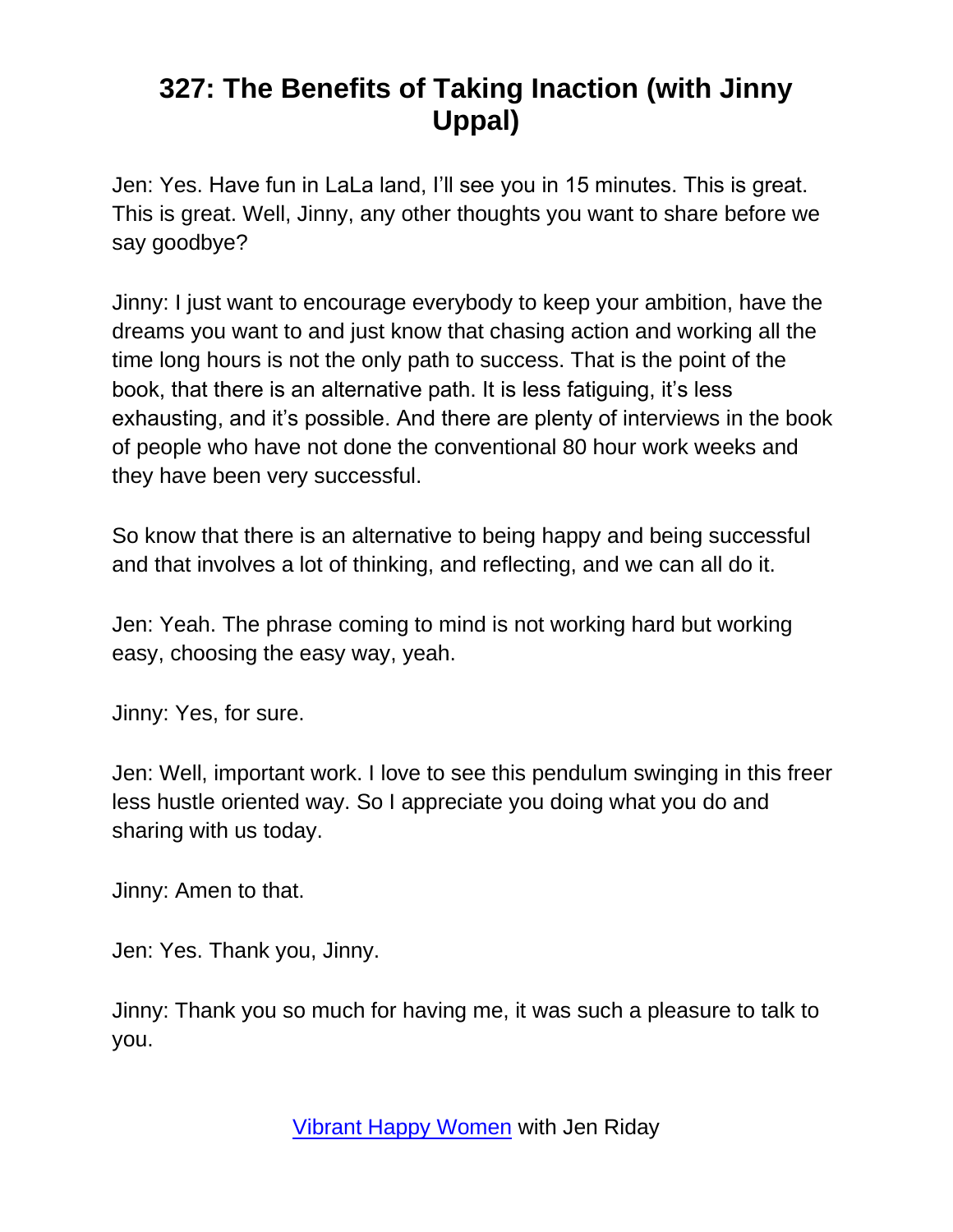# 327: The Benefits of Taking Inaction (with Jinny Uppal)

Jen: Yes. Have fun in LaLa land, I'll see you in 15 minutes. This is great. This is great. Well, Jinny, any other thoughts you want to share before we say goodbye?

Jinny: I just want to encourage everybody to keep your ambition, have the dreams you want to and just know that chasing action and working all the time long hours is not the only path to success. That is the point of the book, that there is an alternative path. It is less fatiguing, it's less exhausting, and it's possible. And there are plenty of interviews in the book of people who have not done the conventional 80 hour work weeks and they have been very successful.

So know that there is an alternative to being happy and being successful and that involves a lot of thinking, and reflecting, and we can all do it.

Jen: Yeah. The phrase coming to mind is not working hard but working easy, choosing the easy way, yeah.

Jinny: Yes, for sure.

Jen: Well, important work. I love to see this pendulum swinging in this freer less hustle oriented way. So I appreciate you doing what you do and sharing with us today.

Jinny: Amen to that.

Jen: Yes. Thank you, Jinny.

Jinny: Thank you so much for having me, it was such a pleasure to talk to you.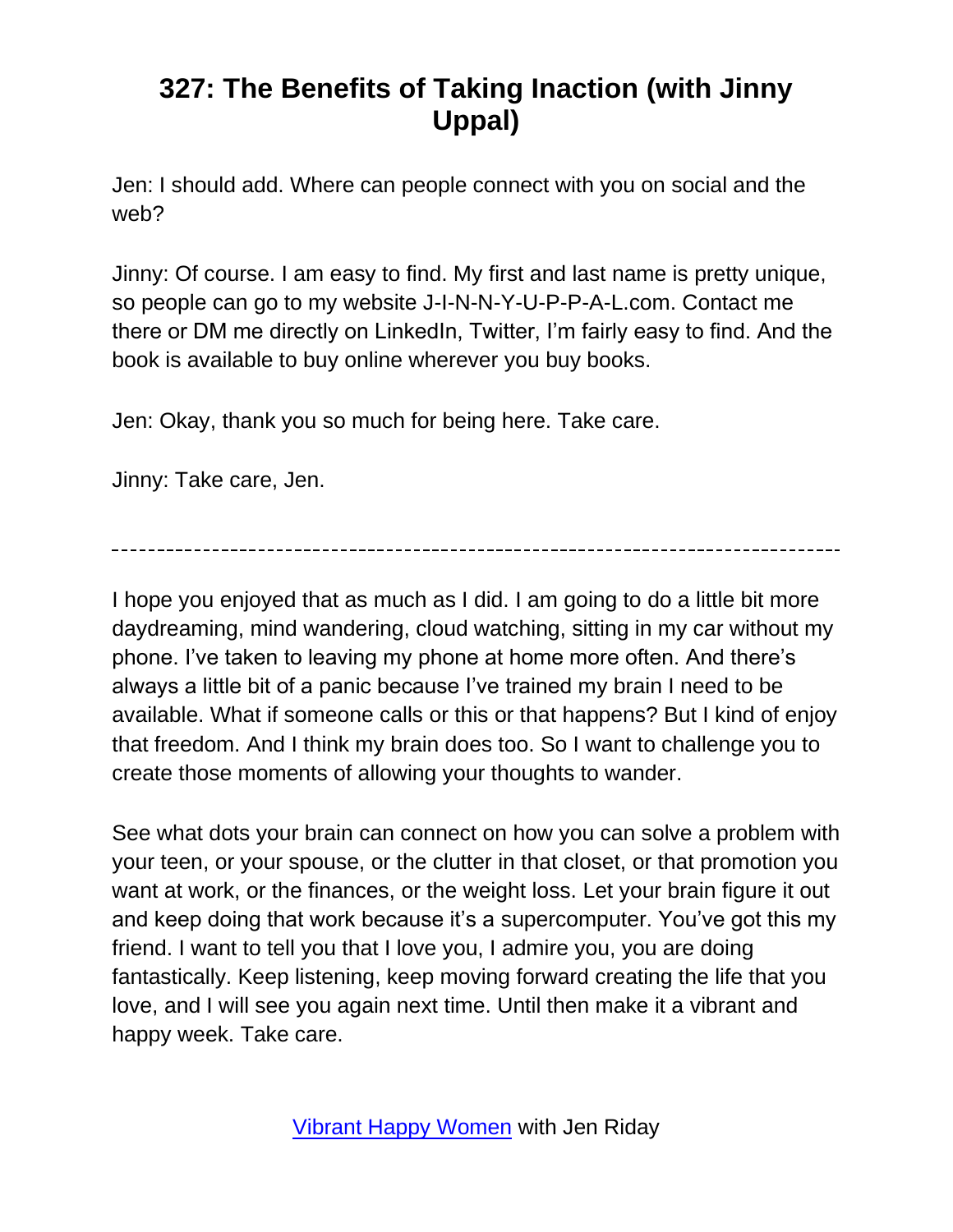# 327: The Benefits of Taking Inaction (with Jinny Uppal)

Jen: I should add. Where can people connect with you on social and the web?

Jinny: Of course. I am easy to find. My first and last name is pretty unique, so people can go to my website J-I-N-N-Y-U-P-P-A-L.com. Contact me there or DM me directly on LinkedIn, Twitter, I'm fairly easy to find. And the book is available to buy online wherever you buy books.

Jen: Okay, thank you so much for being here. Take care.

Jinny: Take care, Jen.

---

I hope you enjoyed that as much as I did. I am going to do a little bit more daydreaming, mind wandering, cloud watching, sitting in my car without my phone. I've taken to leaving my phone at home more often. And there's always a little bit of a panic because I've trained my brain I need to be available. What if someone calls or this or that happens? But I kind of enjoy that freedom. And I think my brain does too. So I want to challenge you to create those moments of allowing your thoughts to wander.

See what dots your brain can connect on how you can solve a problem with your teen, or your spouse, or the clutter in that closet, or that promotion you want at work, or the finances, or the weight loss. Let your brain figure it out and keep doing that work because it's a supercomputer. You've got this my friend. I want to tell you that I love you, I admire you, you are doing fantastically. Keep listening, keep moving forward creating the life that you love, and I will see you again next time. Until then make it a vibrant and happy week. Take care.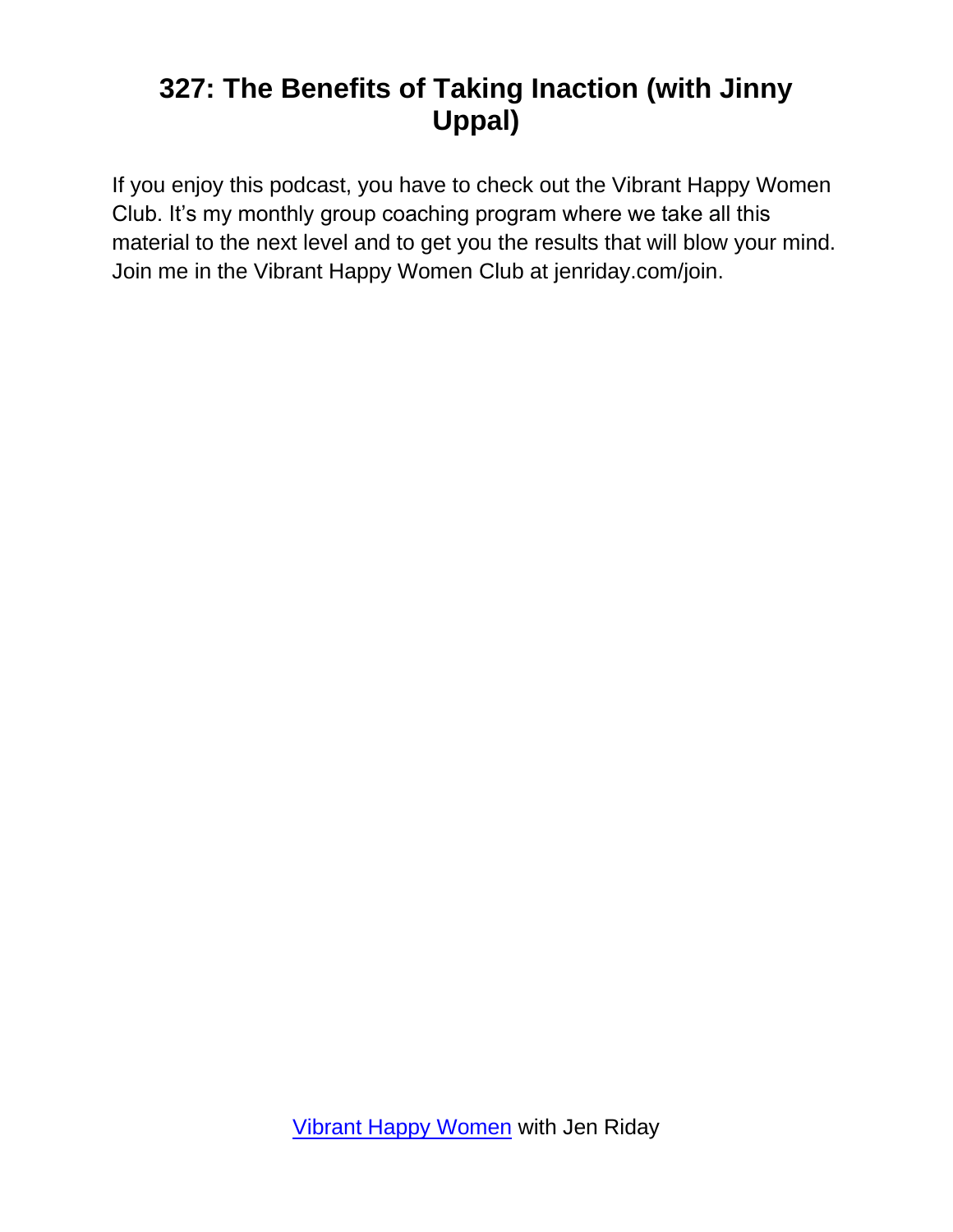If you enjoy this podcast, you have to check out the Vibrant Happy Women Club. It's my monthly group coaching program where we take all this material to the next level and to get you the results that will blow your mind. Join me in the Vibrant Happy Women Club at jenriday.com/join.